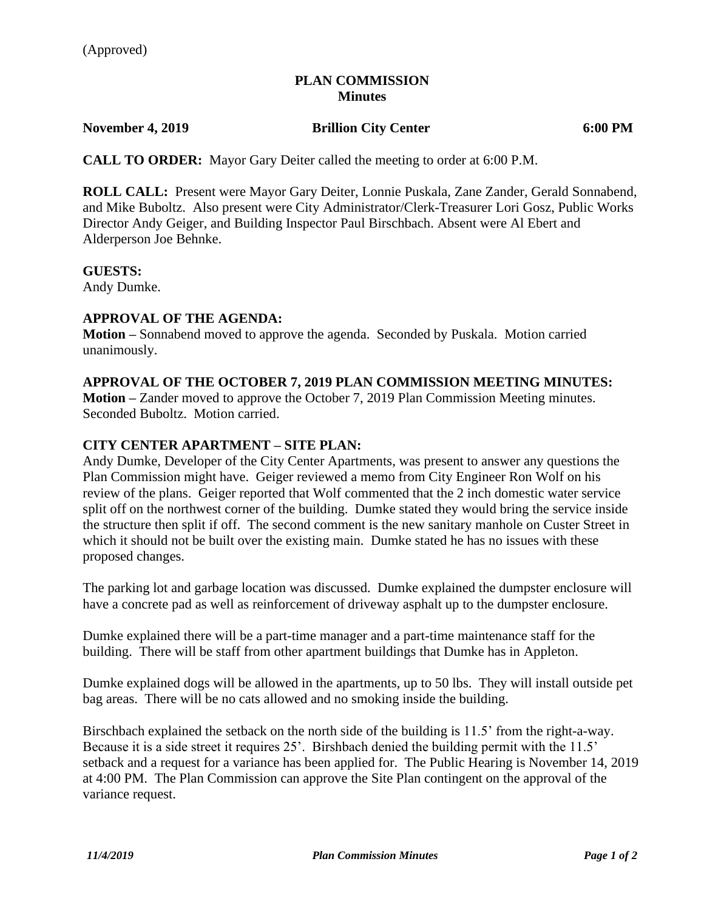(Approved)

# PLAN COMMISSION
## Minutes

**November 4, 2019** **Brillion City Center** **6:00 PM**

**CALL TO ORDER:** Mayor Gary Deiter called the meeting to order at 6:00 P.M.

**ROLL CALL:** Present were Mayor Gary Deiter, Lonnie Puskala, Zane Zander, Gerald Sonnabend, and Mike Buboltz. Also present were City Administrator/Clerk-Treasurer Lori Gosz, Public Works Director Andy Geiger, and Building Inspector Paul Birschbach. Absent were Al Ebert and Alderperson Joe Behnke.

**GUESTS:**
Andy Dumke.

**APPROVAL OF THE AGENDA:**
**Motion –** Sonnabend moved to approve the agenda. Seconded by Puskala. Motion carried unanimously.

**APPROVAL OF THE OCTOBER 7, 2019 PLAN COMMISSION MEETING MINUTES:**
**Motion –** Zander moved to approve the October 7, 2019 Plan Commission Meeting minutes. Seconded Buboltz. Motion carried.

**CITY CENTER APARTMENT – SITE PLAN:**
Andy Dumke, Developer of the City Center Apartments, was present to answer any questions the Plan Commission might have. Geiger reviewed a memo from City Engineer Ron Wolf on his review of the plans. Geiger reported that Wolf commented that the 2 inch domestic water service split off on the northwest corner of the building. Dumke stated they would bring the service inside the structure then split if off. The second comment is the new sanitary manhole on Custer Street in which it should not be built over the existing main. Dumke stated he has no issues with these proposed changes.

The parking lot and garbage location was discussed. Dumke explained the dumpster enclosure will have a concrete pad as well as reinforcement of driveway asphalt up to the dumpster enclosure.

Dumke explained there will be a part-time manager and a part-time maintenance staff for the building. There will be staff from other apartment buildings that Dumke has in Appleton.

Dumke explained dogs will be allowed in the apartments, up to 50 lbs. They will install outside pet bag areas. There will be no cats allowed and no smoking inside the building.

Birschbach explained the setback on the north side of the building is 11.5' from the right-a-way. Because it is a side street it requires 25'. Birshbach denied the building permit with the 11.5' setback and a request for a variance has been applied for. The Public Hearing is November 14, 2019 at 4:00 PM. The Plan Commission can approve the Site Plan contingent on the approval of the variance request.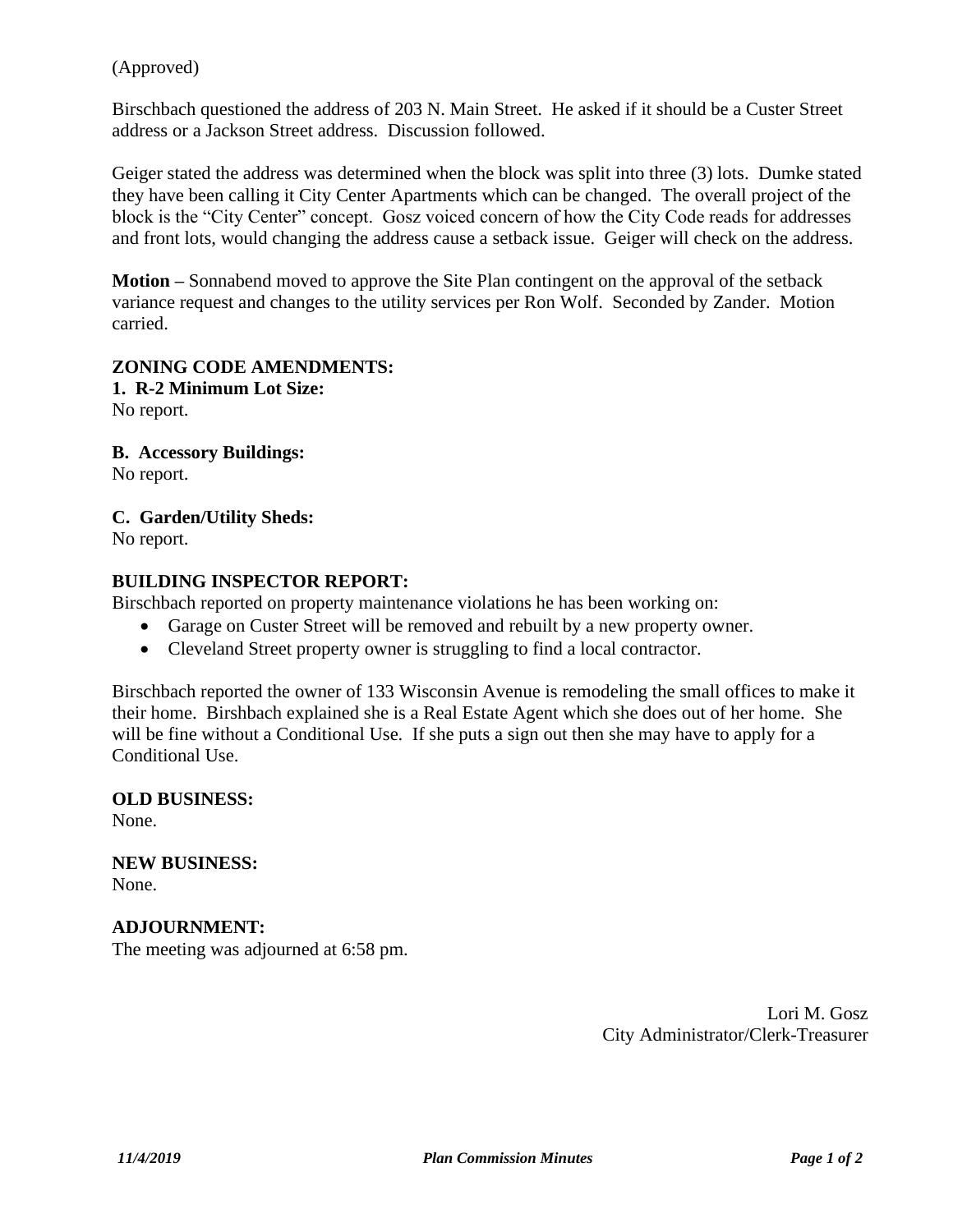(Approved)

Birschbach questioned the address of 203 N. Main Street. He asked if it should be a Custer Street address or a Jackson Street address. Discussion followed.

Geiger stated the address was determined when the block was split into three (3) lots. Dumke stated they have been calling it City Center Apartments which can be changed. The overall project of the block is the "City Center" concept. Gosz voiced concern of how the City Code reads for addresses and front lots, would changing the address cause a setback issue. Geiger will check on the address.

**Motion –** Sonnabend moved to approve the Site Plan contingent on the approval of the setback variance request and changes to the utility services per Ron Wolf. Seconded by Zander. Motion carried.

**ZONING CODE AMENDMENTS:**

**1. R-2 Minimum Lot Size:**
No report.

**B. Accessory Buildings:**
No report.

**C. Garden/Utility Sheds:**
No report.

**BUILDING INSPECTOR REPORT:**
Birschbach reported on property maintenance violations he has been working on:

- Garage on Custer Street will be removed and rebuilt by a new property owner.
- Cleveland Street property owner is struggling to find a local contractor.

Birschbach reported the owner of 133 Wisconsin Avenue is remodeling the small offices to make it their home. Birshbach explained she is a Real Estate Agent which she does out of her home. She will be fine without a Conditional Use. If she puts a sign out then she may have to apply for a Conditional Use.

**OLD BUSINESS:**
None.

**NEW BUSINESS:**
None.

**ADJOURNMENT:**
The meeting was adjourned at 6:58 pm.

Lori M. Gosz
City Administrator/Clerk-Treasurer